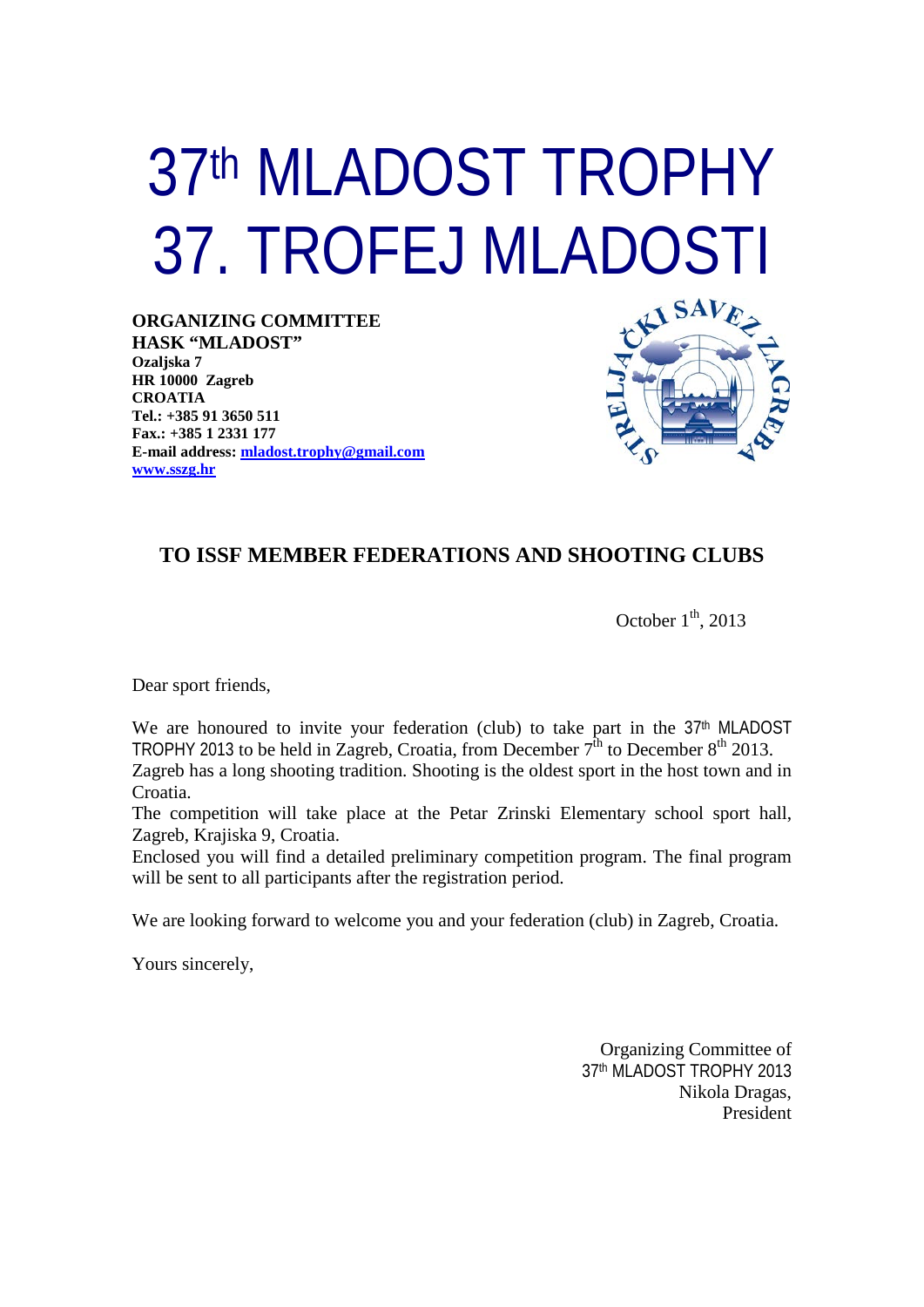# 37th MLADOST TROPHY

# 37. TROFEJ MLADOSTI

**ORGANIZING COMMITTEE**
**HASK "MLADOST"**
**Ozaljska 7**
**HR 10000 Zagreb**
**CROATIA**
**Tel.: +385 91 3650 511**
**Fax.: +385 1 2331 177**
**E-mail address: mladost.trophy@gmail.com**
**www.sszg.hr**

## TO ISSF MEMBER FEDERATIONS AND SHOOTING CLUBS

October 1th, 2013

Dear sport friends,

We are honoured to invite your federation (club) to take part in the 37th MLADOST TROPHY 2013 to be held in Zagreb, Croatia, from December 7th to December 8th 2013.
Zagreb has a long shooting tradition. Shooting is the oldest sport in the host town and in Croatia.
The competition will take place at the Petar Zrinski Elementary school sport hall, Zagreb, Krajiska 9, Croatia.
Enclosed you will find a detailed preliminary competition program. The final program will be sent to all participants after the registration period.

We are looking forward to welcome you and your federation (club) in Zagreb, Croatia.

Yours sincerely,

Organizing Committee of
37th MLADOST TROPHY 2013
Nikola Dragas,
President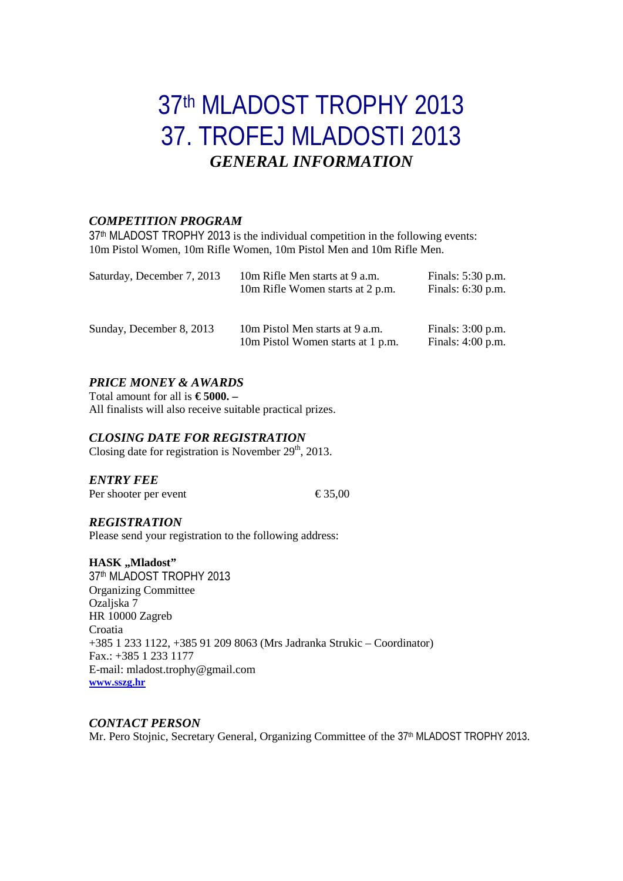# 37th MLADOST TROPHY 2013

# 37. TROFEJ MLADOSTI 2013

## *GENERAL INFORMATION*

### *COMPETITION PROGRAM*

37th MLADOST TROPHY 2013 is the individual competition in the following events:
10m Pistol Women, 10m Rifle Women, 10m Pistol Men and 10m Rifle Men.

| | | |
|---|---|---|
| Saturday, December 7, 2013 | 10m Rifle Men starts at 9 a.m. | Finals: 5:30 p.m. |
| | 10m Rifle Women starts at 2 p.m. | Finals: 6:30 p.m. |
| Sunday, December 8, 2013 | 10m Pistol Men starts at 9 a.m. | Finals: 3:00 p.m. |
| | 10m Pistol Women starts at 1 p.m. | Finals: 4:00 p.m. |

### *PRICE MONEY & AWARDS*

Total amount for all is **€ 5000. –**
All finalists will also receive suitable practical prizes.

### *CLOSING DATE FOR REGISTRATION*

Closing date for registration is November 29th, 2013.

### *ENTRY FEE*

Per shooter per event € 35,00

### *REGISTRATION*

Please send your registration to the following address:

**HASK „Mladost"**
37th MLADOST TROPHY 2013
Organizing Committee
Ozaljska 7
HR 10000 Zagreb
Croatia
+385 1 233 1122, +385 91 209 8063 (Mrs Jadranka Strukic – Coordinator)
Fax.: +385 1 233 1177
E-mail: mladost.trophy@gmail.com
**www.sszg.hr**

### *CONTACT PERSON*

Mr. Pero Stojnic, Secretary General, Organizing Committee of the 37th MLADOST TROPHY 2013.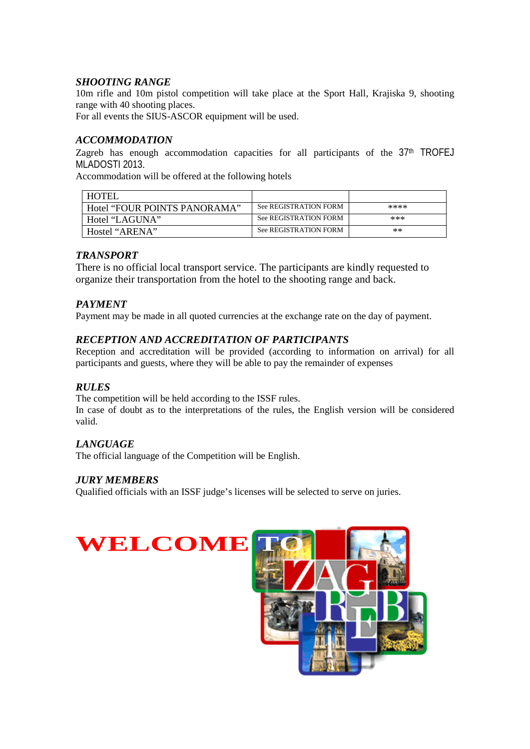### *SHOOTING RANGE*

10m rifle and 10m pistol competition will take place at the Sport Hall, Krajiska 9, shooting range with 40 shooting places.
For all events the SIUS-ASCOR equipment will be used.

### *ACCOMMODATION*

Zagreb has enough accommodation capacities for all participants of the 37th TROFEJ MLADOSTI 2013.
Accommodation will be offered at the following hotels

| HOTEL | | |
|---|---|---|
| Hotel “FOUR POINTS PANORAMA” | See REGISTRATION FORM | **** |
| Hotel “LAGUNA” | See REGISTRATION FORM | *** |
| Hostel “ARENA” | See REGISTRATION FORM | ** |

### *TRANSPORT*

There is no official local transport service. The participants are kindly requested to organize their transportation from the hotel to the shooting range and back.

### *PAYMENT*

Payment may be made in all quoted currencies at the exchange rate on the day of payment.

### *RECEPTION AND ACCREDITATION OF PARTICIPANTS*

Reception and accreditation will be provided (according to information on arrival) for all participants and guests, where they will be able to pay the remainder of expenses

### *RULES*

The competition will be held according to the ISSF rules.
In case of doubt as to the interpretations of the rules, the English version will be considered valid.

### *LANGUAGE*

The official language of the Competition will be English.

### *JURY MEMBERS*

Qualified officials with an ISSF judge’s licenses will be selected to serve on juries.

**WELCOME TO ZAGREB**